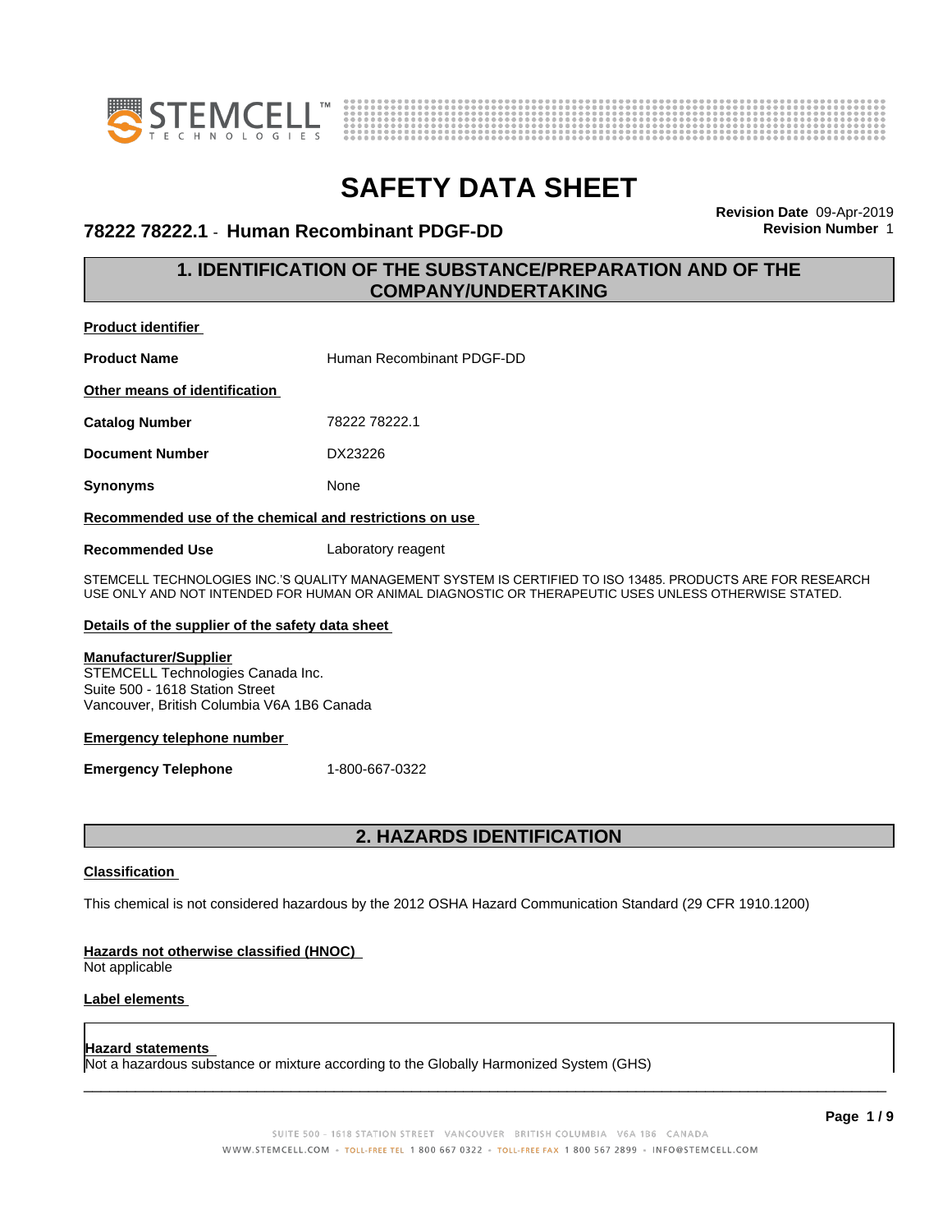# SAFETY DATA SHEET

## 78222 78222.1 - Human Recombinant PDGF-DD

**Revision Date** 09-Apr-2019
**Revision Number** 1

## 1. IDENTIFICATION OF THE SUBSTANCE/PREPARATION AND OF THE COMPANY/UNDERTAKING

**Product identifier**

**Product Name** Human Recombinant PDGF-DD

**Other means of identification**

**Catalog Number** 78222 78222.1

**Document Number** DX23226

**Synonyms** None

**Recommended use of the chemical and restrictions on use**

**Recommended Use** Laboratory reagent

STEMCELL TECHNOLOGIES INC.'S QUALITY MANAGEMENT SYSTEM IS CERTIFIED TO ISO 13485. PRODUCTS ARE FOR RESEARCH USE ONLY AND NOT INTENDED FOR HUMAN OR ANIMAL DIAGNOSTIC OR THERAPEUTIC USES UNLESS OTHERWISE STATED.

**Details of the supplier of the safety data sheet**

**Manufacturer/Supplier**
STEMCELL Technologies Canada Inc.
Suite 500 - 1618 Station Street
Vancouver, British Columbia V6A 1B6 Canada

**Emergency telephone number**

**Emergency Telephone** 1-800-667-0322

## 2. HAZARDS IDENTIFICATION

**Classification**

This chemical is not considered hazardous by the 2012 OSHA Hazard Communication Standard (29 CFR 1910.1200)

**Hazards not otherwise classified (HNOC)**
Not applicable

**Label elements**

**Hazard statements**
Not a hazardous substance or mixture according to the Globally Harmonized System (GHS)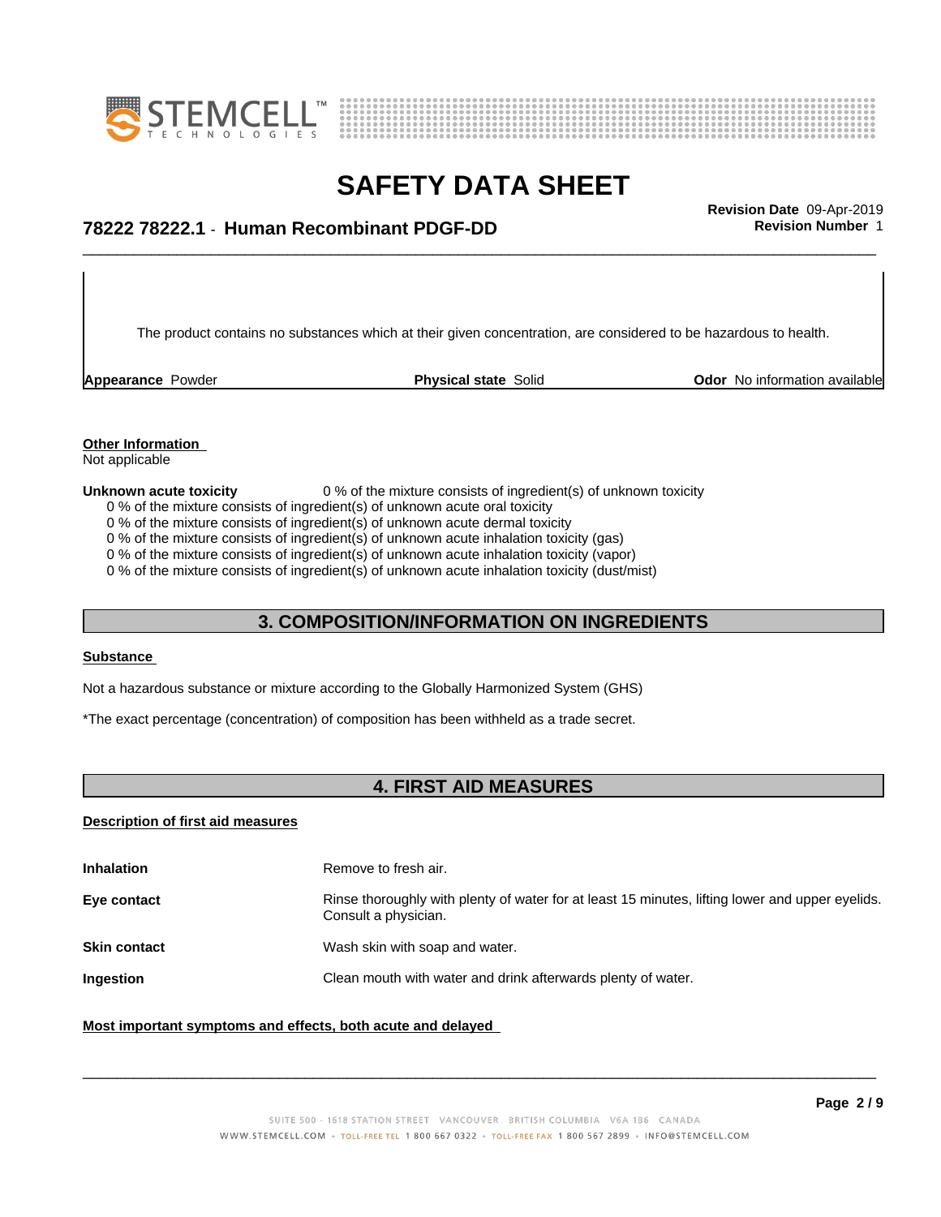The product contains no substances which at their given concentration, are considered to be hazardous to health.

| **Appearance** Powder | **Physical state** Solid | **Odor** No information available |
|---|---|---|

**Other Information**

Not applicable

**Unknown acute toxicity** 0 % of the mixture consists of ingredient(s) of unknown toxicity

0 % of the mixture consists of ingredient(s) of unknown acute oral toxicity
0 % of the mixture consists of ingredient(s) of unknown acute dermal toxicity
0 % of the mixture consists of ingredient(s) of unknown acute inhalation toxicity (gas)
0 % of the mixture consists of ingredient(s) of unknown acute inhalation toxicity (vapor)
0 % of the mixture consists of ingredient(s) of unknown acute inhalation toxicity (dust/mist)

## 3. COMPOSITION/INFORMATION ON INGREDIENTS

**Substance**

Not a hazardous substance or mixture according to the Globally Harmonized System (GHS)

*The exact percentage (concentration) of composition has been withheld as a trade secret.

## 4. FIRST AID MEASURES

**Description of first aid measures**

| | |
|---|---|
| **Inhalation** | Remove to fresh air. |
| **Eye contact** | Rinse thoroughly with plenty of water for at least 15 minutes, lifting lower and upper eyelids. Consult a physician. |
| **Skin contact** | Wash skin with soap and water. |
| **Ingestion** | Clean mouth with water and drink afterwards plenty of water. |

**Most important symptoms and effects, both acute and delayed**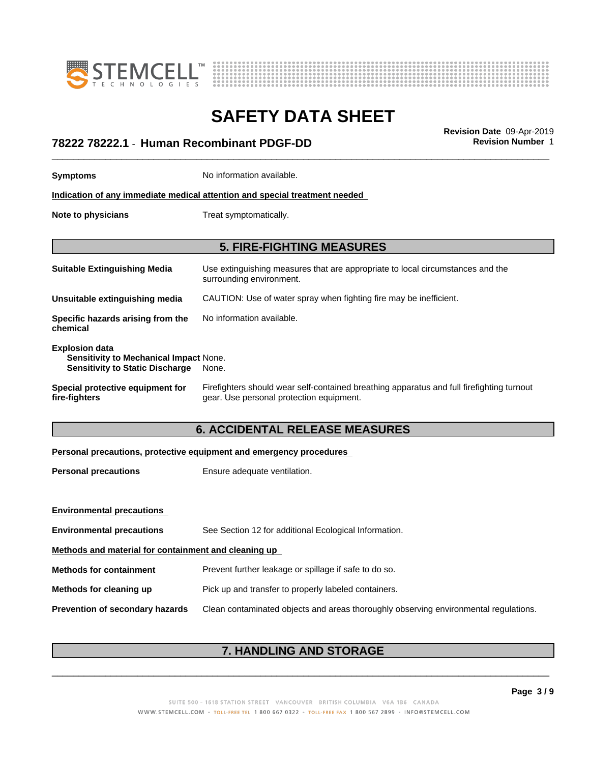| | |
|---|---|
| **Symptoms** | No information available. |

**Indication of any immediate medical attention and special treatment needed**

| | |
|---|---|
| **Note to physicians** | Treat symptomatically. |

## 5. FIRE-FIGHTING MEASURES

| | |
|---|---|
| **Suitable Extinguishing Media** | Use extinguishing measures that are appropriate to local circumstances and the surrounding environment. |
| **Unsuitable extinguishing media** | CAUTION: Use of water spray when fighting fire may be inefficient. |
| **Specific hazards arising from the chemical** | No information available. |

**Explosion data**

| | |
|---|---|
| **Sensitivity to Mechanical Impact** | None. |
| **Sensitivity to Static Discharge** | None. |

| | |
|---|---|
| **Special protective equipment for fire-fighters** | Firefighters should wear self-contained breathing apparatus and full firefighting turnout gear. Use personal protection equipment. |

## 6. ACCIDENTAL RELEASE MEASURES

**Personal precautions, protective equipment and emergency procedures**

| | |
|---|---|
| **Personal precautions** | Ensure adequate ventilation. |

**Environmental precautions**

| | |
|---|---|
| **Environmental precautions** | See Section 12 for additional Ecological Information. |

**Methods and material for containment and cleaning up**

| | |
|---|---|
| **Methods for containment** | Prevent further leakage or spillage if safe to do so. |
| **Methods for cleaning up** | Pick up and transfer to properly labeled containers. |
| **Prevention of secondary hazards** | Clean contaminated objects and areas thoroughly observing environmental regulations. |

## 7. HANDLING AND STORAGE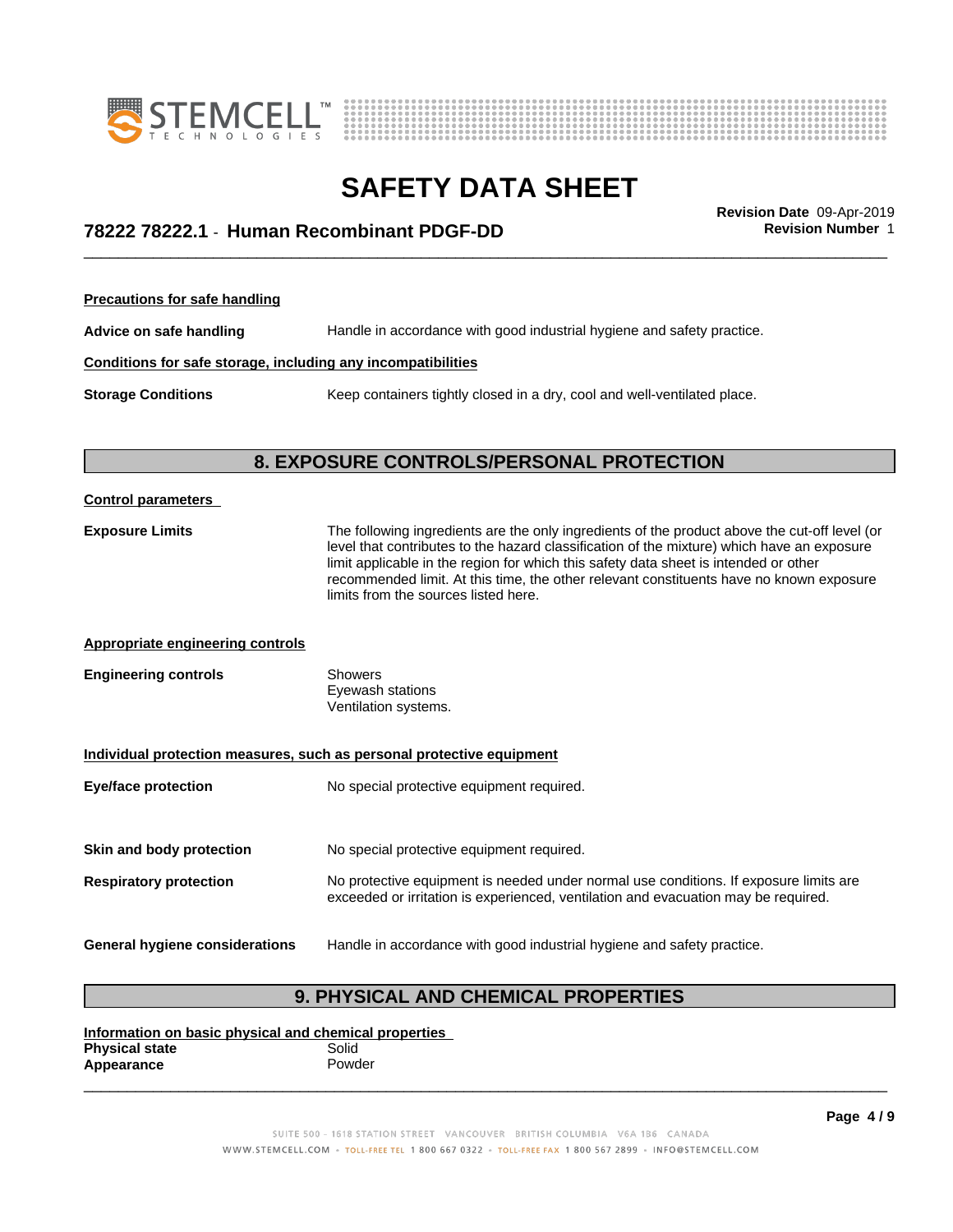**Precautions for safe handling**

**Advice on safe handling** Handle in accordance with good industrial hygiene and safety practice.

**Conditions for safe storage, including any incompatibilities**

**Storage Conditions** Keep containers tightly closed in a dry, cool and well-ventilated place.

## 8. EXPOSURE CONTROLS/PERSONAL PROTECTION

**Control parameters**

**Exposure Limits** The following ingredients are the only ingredients of the product above the cut-off level (or level that contributes to the hazard classification of the mixture) which have an exposure limit applicable in the region for which this safety data sheet is intended or other recommended limit. At this time, the other relevant constituents have no known exposure limits from the sources listed here.

**Appropriate engineering controls**

**Engineering controls** Showers
Eyewash stations
Ventilation systems.

**Individual protection measures, such as personal protective equipment**

**Eye/face protection** No special protective equipment required.

**Skin and body protection** No special protective equipment required.

**Respiratory protection** No protective equipment is needed under normal use conditions. If exposure limits are exceeded or irritation is experienced, ventilation and evacuation may be required.

**General hygiene considerations** Handle in accordance with good industrial hygiene and safety practice.

## 9. PHYSICAL AND CHEMICAL PROPERTIES

**Information on basic physical and chemical properties**

**Physical state** Solid
**Appearance** Powder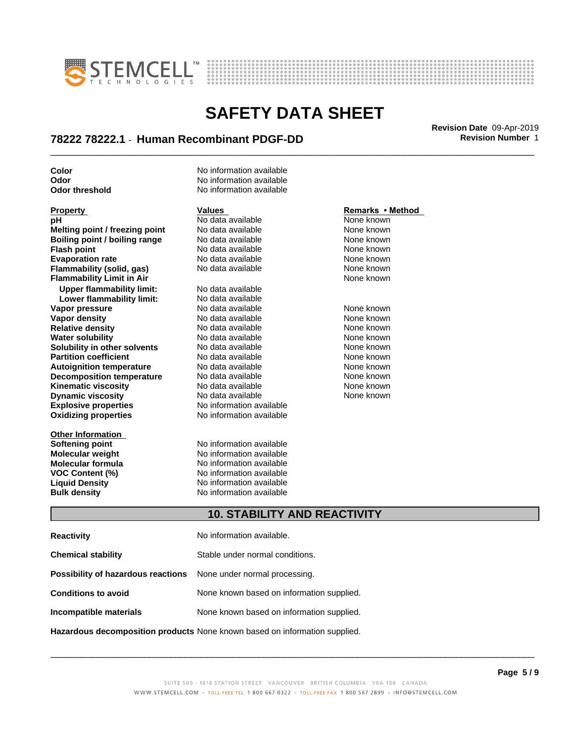| | |
|---|---|
| **Color** | No information available |
| **Odor** | No information available |
| **Odor threshold** | No information available |

| **Property** | **Values** | **Remarks • Method** |
|---|---|---|
| **pH** | No data available | None known |
| **Melting point / freezing point** | No data available | None known |
| **Boiling point / boiling range** | No data available | None known |
| **Flash point** | No data available | None known |
| **Evaporation rate** | No data available | None known |
| **Flammability (solid, gas)** | No data available | None known |
| **Flammability Limit in Air** | | None known |
| **Upper flammability limit:** | No data available | |
| **Lower flammability limit:** | No data available | |
| **Vapor pressure** | No data available | None known |
| **Vapor density** | No data available | None known |
| **Relative density** | No data available | None known |
| **Water solubility** | No data available | None known |
| **Solubility in other solvents** | No data available | None known |
| **Partition coefficient** | No data available | None known |
| **Autoignition temperature** | No data available | None known |
| **Decomposition temperature** | No data available | None known |
| **Kinematic viscosity** | No data available | None known |
| **Dynamic viscosity** | No data available | None known |
| **Explosive properties** | No information available | |
| **Oxidizing properties** | No information available | |

**Other Information**

| | |
|---|---|
| **Softening point** | No information available |
| **Molecular weight** | No information available |
| **Molecular formula** | No information available |
| **VOC Content (%)** | No information available |
| **Liquid Density** | No information available |
| **Bulk density** | No information available |

## 10. STABILITY AND REACTIVITY

| | |
|---|---|
| **Reactivity** | No information available. |
| **Chemical stability** | Stable under normal conditions. |
| **Possibility of hazardous reactions** | None under normal processing. |
| **Conditions to avoid** | None known based on information supplied. |
| **Incompatible materials** | None known based on information supplied. |
| **Hazardous decomposition products** | None known based on information supplied. |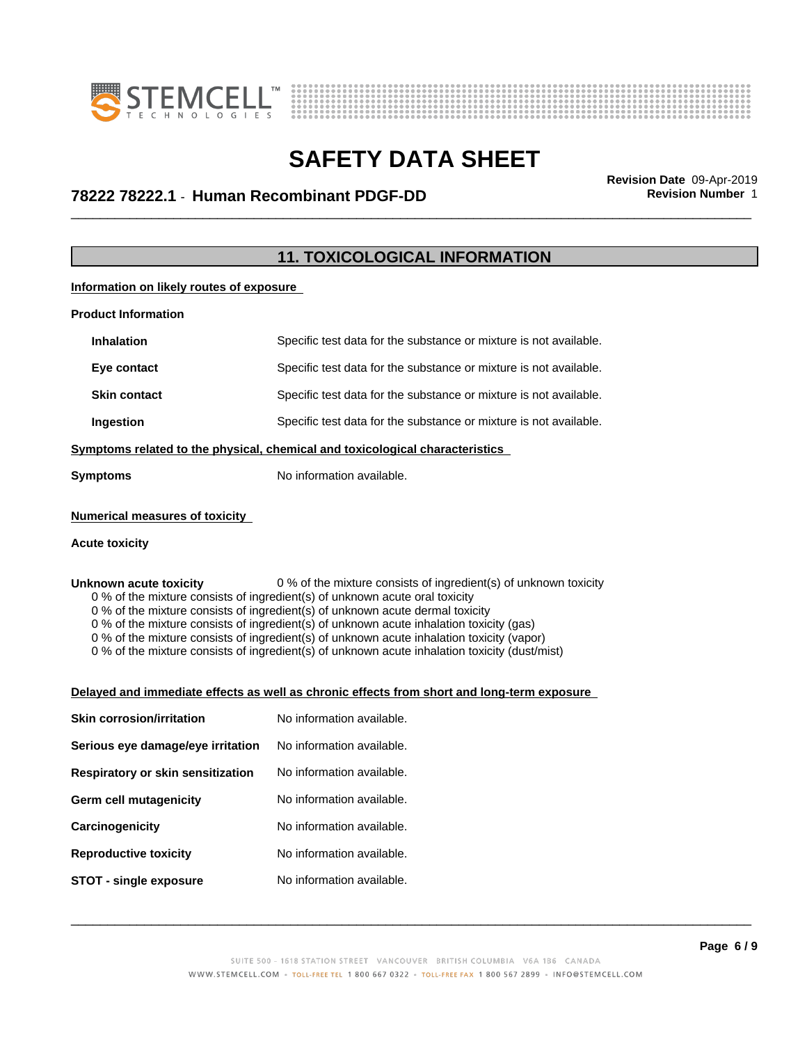# SAFETY DATA SHEET

**78222 78222.1 - Human Recombinant PDGF-DD**

**Revision Date** 09-Apr-2019
**Revision Number** 1

## 11. TOXICOLOGICAL INFORMATION

**Information on likely routes of exposure**

**Product Information**

| | |
|---|---|
| **Inhalation** | Specific test data for the substance or mixture is not available. |
| **Eye contact** | Specific test data for the substance or mixture is not available. |
| **Skin contact** | Specific test data for the substance or mixture is not available. |
| **Ingestion** | Specific test data for the substance or mixture is not available. |

**Symptoms related to the physical, chemical and toxicological characteristics**

**Symptoms** No information available.

**Numerical measures of toxicity**

**Acute toxicity**

**Unknown acute toxicity** 0 % of the mixture consists of ingredient(s) of unknown toxicity

0 % of the mixture consists of ingredient(s) of unknown acute oral toxicity
0 % of the mixture consists of ingredient(s) of unknown acute dermal toxicity
0 % of the mixture consists of ingredient(s) of unknown acute inhalation toxicity (gas)
0 % of the mixture consists of ingredient(s) of unknown acute inhalation toxicity (vapor)
0 % of the mixture consists of ingredient(s) of unknown acute inhalation toxicity (dust/mist)

**Delayed and immediate effects as well as chronic effects from short and long-term exposure**

| | |
|---|---|
| **Skin corrosion/irritation** | No information available. |
| **Serious eye damage/eye irritation** | No information available. |
| **Respiratory or skin sensitization** | No information available. |
| **Germ cell mutagenicity** | No information available. |
| **Carcinogenicity** | No information available. |
| **Reproductive toxicity** | No information available. |
| **STOT - single exposure** | No information available. |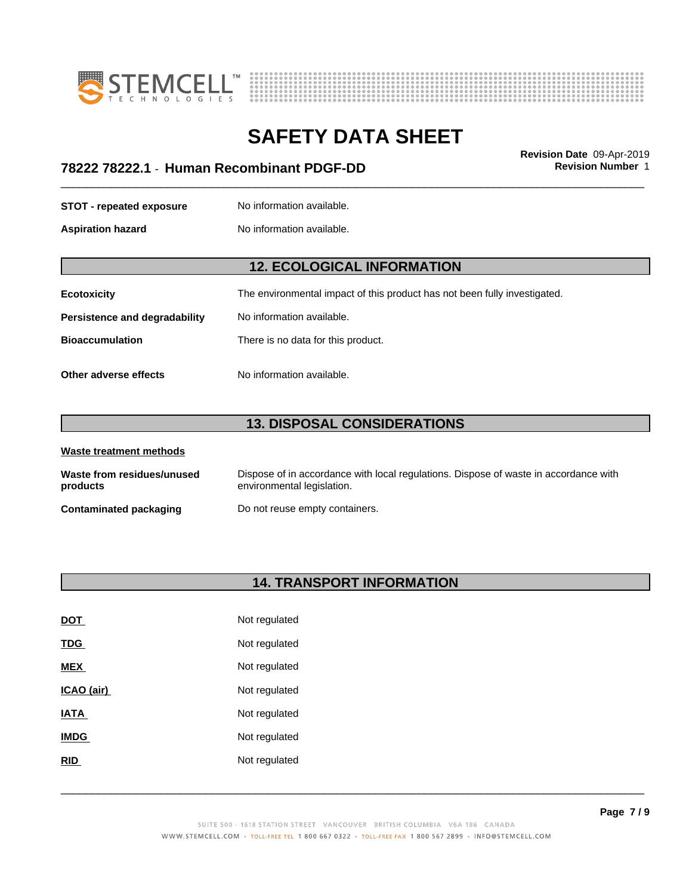| | |
|---|---|
| **STOT - repeated exposure** | No information available. |
| **Aspiration hazard** | No information available. |

## 12. ECOLOGICAL INFORMATION

| | |
|---|---|
| **Ecotoxicity** | The environmental impact of this product has not been fully investigated. |
| **Persistence and degradability** | No information available. |
| **Bioaccumulation** | There is no data for this product. |
| **Other adverse effects** | No information available. |

## 13. DISPOSAL CONSIDERATIONS

**Waste treatment methods**

| | |
|---|---|
| **Waste from residues/unused products** | Dispose of in accordance with local regulations. Dispose of waste in accordance with environmental legislation. |
| **Contaminated packaging** | Do not reuse empty containers. |

## 14. TRANSPORT INFORMATION

| | |
|---|---|
| **DOT** | Not regulated |
| **TDG** | Not regulated |
| **MEX** | Not regulated |
| **ICAO (air)** | Not regulated |
| **IATA** | Not regulated |
| **IMDG** | Not regulated |
| **RID** | Not regulated |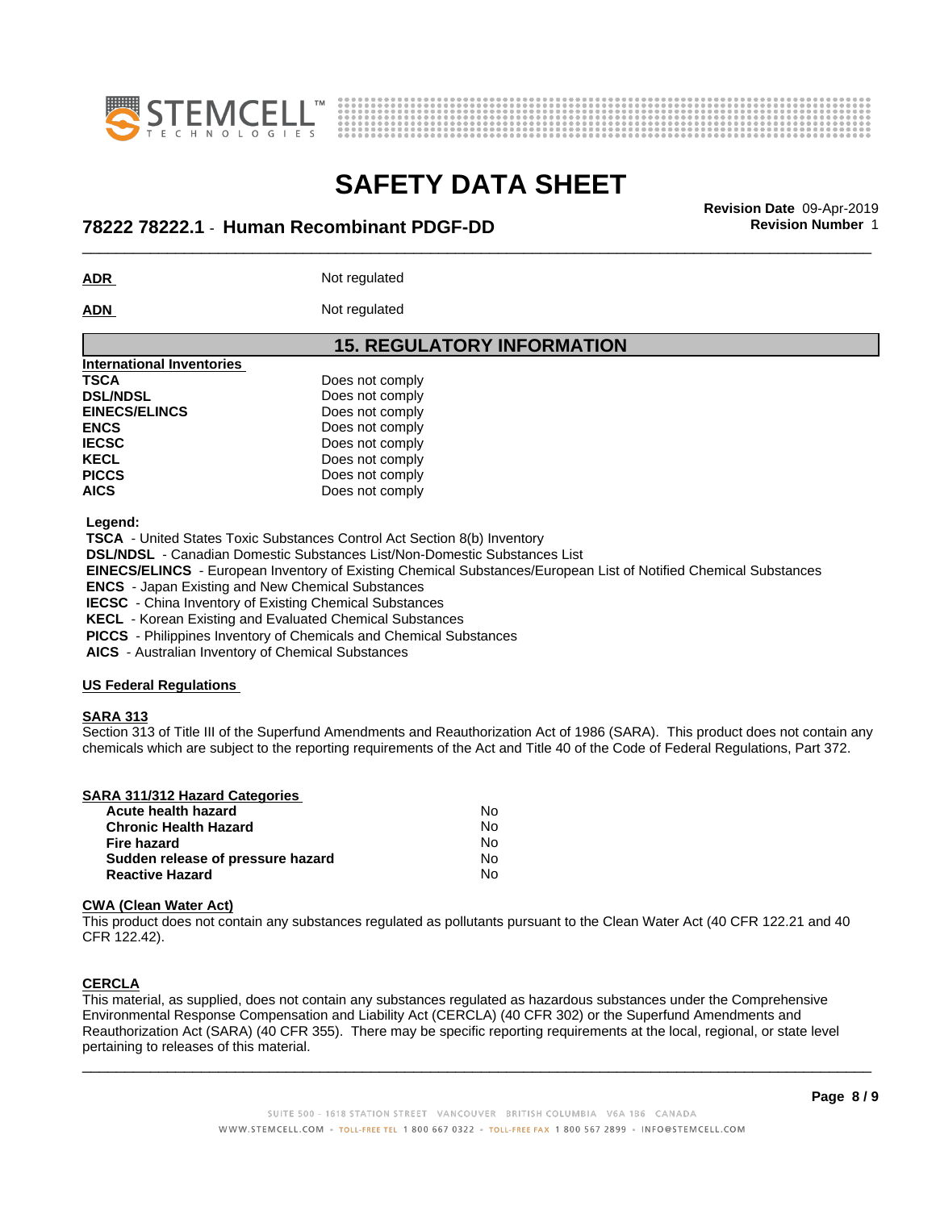| | |
|---|---|
| ADR | Not regulated |
| ADN | Not regulated |

## 15. REGULATORY INFORMATION

**International Inventories**

| | |
|---|---|
| **TSCA** | Does not comply |
| **DSL/NDSL** | Does not comply |
| **EINECS/ELINCS** | Does not comply |
| **ENCS** | Does not comply |
| **IECSC** | Does not comply |
| **KECL** | Does not comply |
| **PICCS** | Does not comply |
| **AICS** | Does not comply |

**Legend:**

**TSCA** - United States Toxic Substances Control Act Section 8(b) Inventory
**DSL/NDSL** - Canadian Domestic Substances List/Non-Domestic Substances List
**EINECS/ELINCS** - European Inventory of Existing Chemical Substances/European List of Notified Chemical Substances
**ENCS** - Japan Existing and New Chemical Substances
**IECSC** - China Inventory of Existing Chemical Substances
**KECL** - Korean Existing and Evaluated Chemical Substances
**PICCS** - Philippines Inventory of Chemicals and Chemical Substances
**AICS** - Australian Inventory of Chemical Substances

**US Federal Regulations**

**SARA 313**

Section 313 of Title III of the Superfund Amendments and Reauthorization Act of 1986 (SARA). This product does not contain any chemicals which are subject to the reporting requirements of the Act and Title 40 of the Code of Federal Regulations, Part 372.

**SARA 311/312 Hazard Categories**

| | |
|---|---|
| **Acute health hazard** | No |
| **Chronic Health Hazard** | No |
| **Fire hazard** | No |
| **Sudden release of pressure hazard** | No |
| **Reactive Hazard** | No |

**CWA (Clean Water Act)**

This product does not contain any substances regulated as pollutants pursuant to the Clean Water Act (40 CFR 122.21 and 40 CFR 122.42).

**CERCLA**

This material, as supplied, does not contain any substances regulated as hazardous substances under the Comprehensive Environmental Response Compensation and Liability Act (CERCLA) (40 CFR 302) or the Superfund Amendments and Reauthorization Act (SARA) (40 CFR 355). There may be specific reporting requirements at the local, regional, or state level pertaining to releases of this material.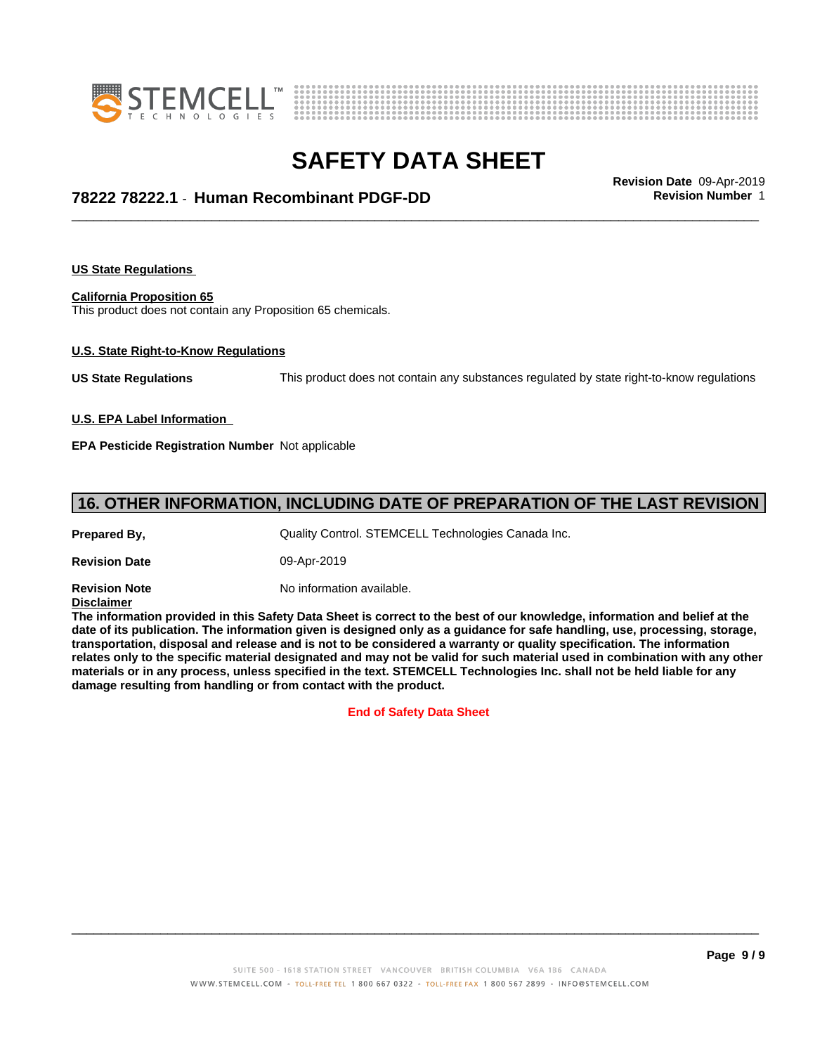**US State Regulations**

**California Proposition 65**

This product does not contain any Proposition 65 chemicals.

**U.S. State Right-to-Know Regulations**

**US State Regulations** This product does not contain any substances regulated by state right-to-know regulations

**U.S. EPA Label Information**

**EPA Pesticide Registration Number** Not applicable

## 16. OTHER INFORMATION, INCLUDING DATE OF PREPARATION OF THE LAST REVISION

**Prepared By,** Quality Control. STEMCELL Technologies Canada Inc.

**Revision Date** 09-Apr-2019

**Revision Note** No information available.

**Disclaimer**

**The information provided in this Safety Data Sheet is correct to the best of our knowledge, information and belief at the date of its publication. The information given is designed only as a guidance for safe handling, use, processing, storage, transportation, disposal and release and is not to be considered a warranty or quality specification. The information relates only to the specific material designated and may not be valid for such material used in combination with any other materials or in any process, unless specified in the text. STEMCELL Technologies Inc. shall not be held liable for any damage resulting from handling or from contact with the product.**

**End of Safety Data Sheet**